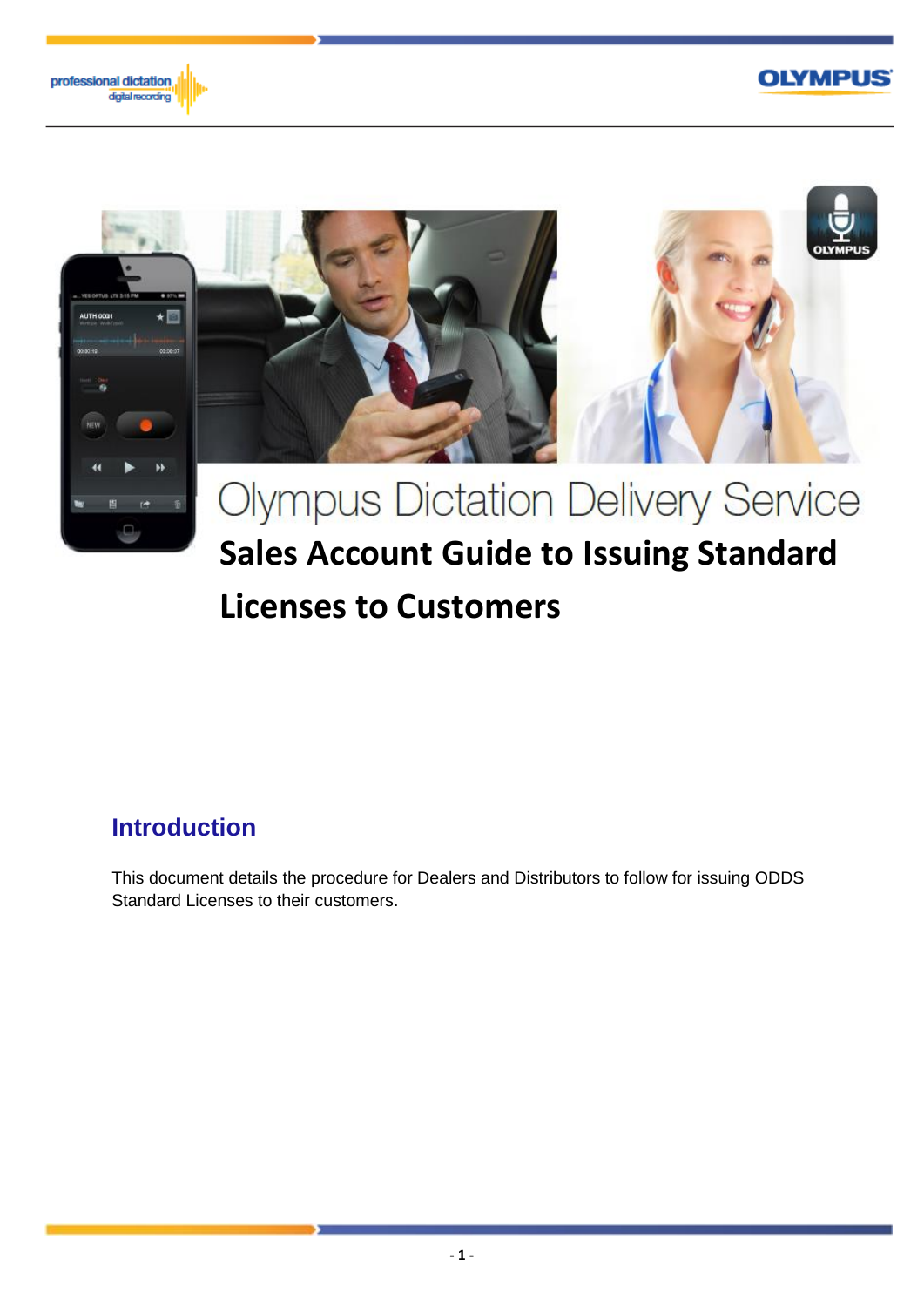# Olympus Dictation Delivery Service

## Sales Account Guide to Issuing Standard Licenses to Customers

## Introduction

This document details the procedure for Dealers and Distributors to follow for issuing ODDS Standard Licenses to their customers.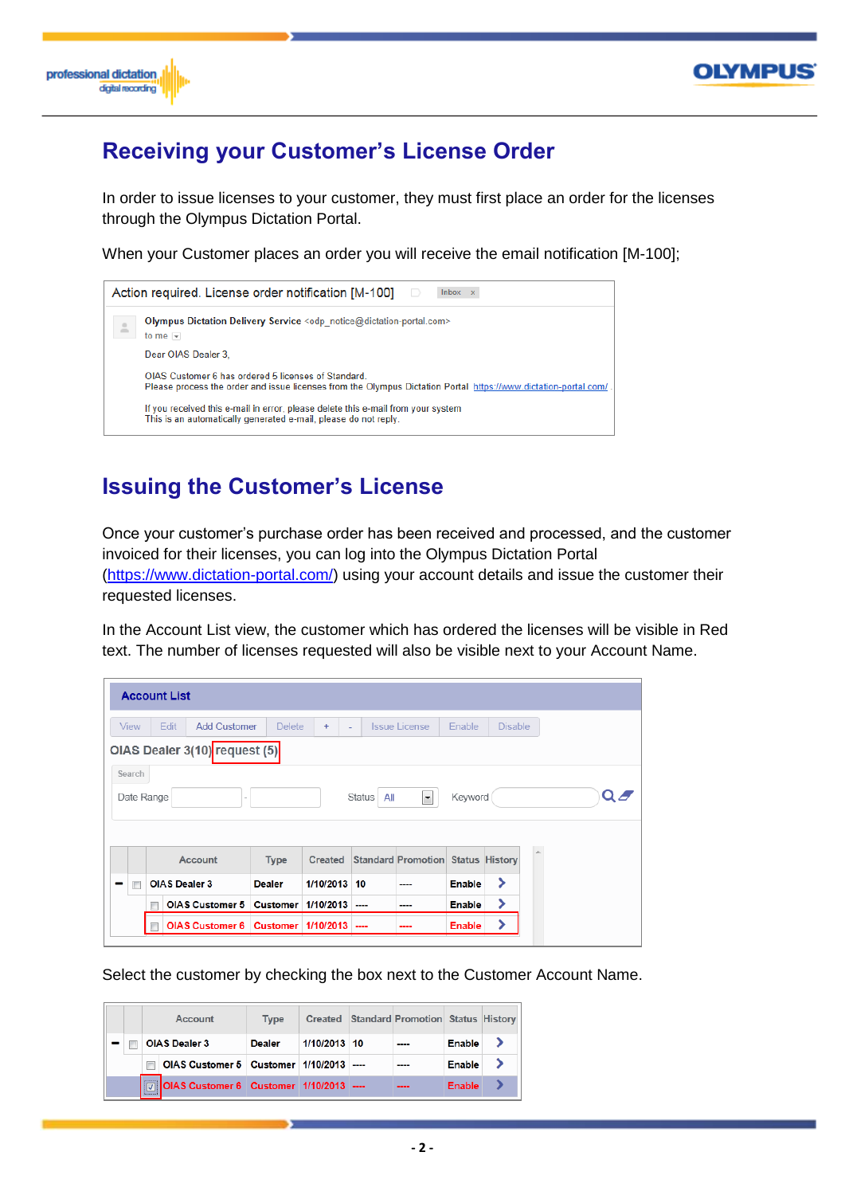# Receiving your Customer's License Order

In order to issue licenses to your customer, they must first place an order for the licenses through the Olympus Dictation Portal.

When your Customer places an order you will receive the email notification [M-100];

Action required. License order notification [M-100]

Olympus Dictation Delivery Service <odp_notice@dictation-portal.com>
to me

Dear OIAS Dealer 3,

OIAS Customer 6 has ordered 5 licenses of Standard.
Please process the order and issue licenses from the Olympus Dictation Portal https://www.dictation-portal.com/ .

If you received this e-mail in error, please delete this e-mail from your system
This is an automatically generated e-mail, please do not reply.

# Issuing the Customer's License

Once your customer's purchase order has been received and processed, and the customer invoiced for their licenses, you can log into the Olympus Dictation Portal (https://www.dictation-portal.com/) using your account details and issue the customer their requested licenses.

In the Account List view, the customer which has ordered the licenses will be visible in Red text. The number of licenses requested will also be visible next to your Account Name.

**Account List**

View | Edit | Add Customer | Delete | + | - | Issue License | Enable | Disable

OIAS Dealer 3(10) request (5)

Search

Date Range - Status All Keyword

| Account | Type | Created | Standard | Promotion | Status | History |
|---|---|---|---|---|---|---|
| OIAS Dealer 3 | Dealer | 1/10/2013 | 10 | ---- | Enable | > |
| OIAS Customer 5 | Customer | 1/10/2013 | ---- | ---- | Enable | > |
| OIAS Customer 6 | Customer | 1/10/2013 | ---- | ---- | Enable | > |

Select the customer by checking the box next to the Customer Account Name.

| Account | Type | Created | Standard | Promotion | Status | History |
|---|---|---|---|---|---|---|
| OIAS Dealer 3 | Dealer | 1/10/2013 | 10 | ---- | Enable | > |
| OIAS Customer 5 | Customer | 1/10/2013 | ---- | ---- | Enable | > |
| OIAS Customer 6 | Customer | 1/10/2013 | ---- | ---- | Enable | > |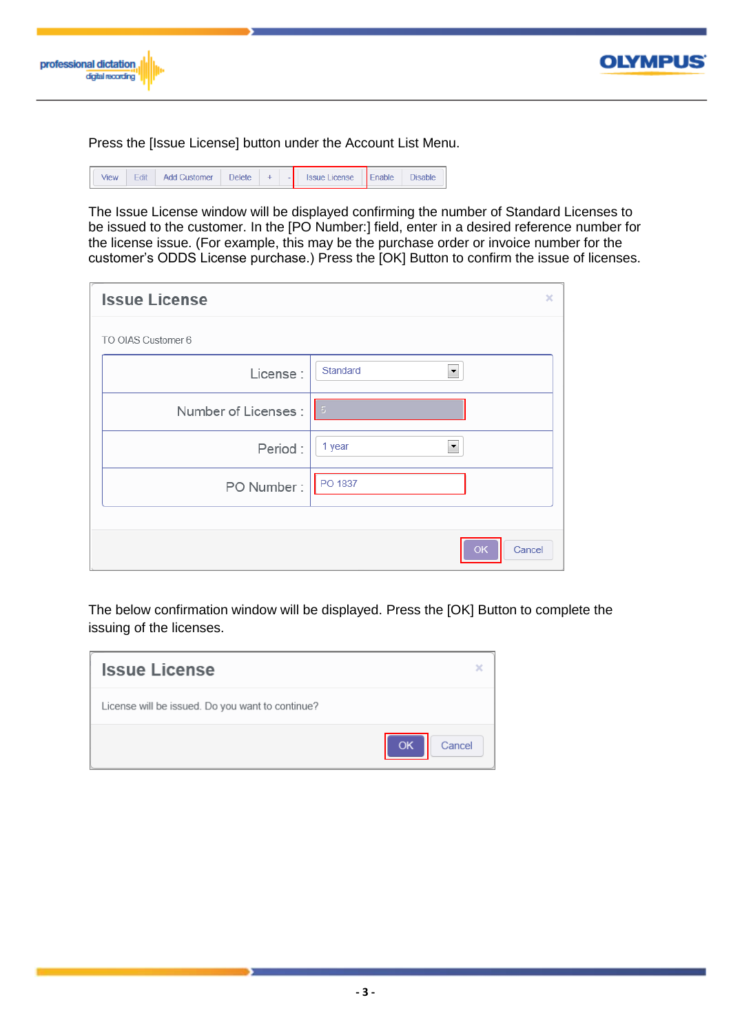Press the [Issue License] button under the Account List Menu.

| View | Edit | Add Customer | Delete | + | - | Issue License | Enable | Disable |
|---|---|---|---|---|---|---|---|---|

The Issue License window will be displayed confirming the number of Standard Licenses to be issued to the customer. In the [PO Number:] field, enter in a desired reference number for the license issue. (For example, this may be the purchase order or invoice number for the customer's ODDS License purchase.) Press the [OK] Button to confirm the issue of licenses.

**Issue License**

TO OIAS Customer 6

| | |
|---|---|
| License : | Standard |
| Number of Licenses : | 5 |
| Period : | 1 year |
| PO Number : | PO 1837 |

OK | Cancel

The below confirmation window will be displayed. Press the [OK] Button to complete the issuing of the licenses.

**Issue License**

License will be issued. Do you want to continue?

OK | Cancel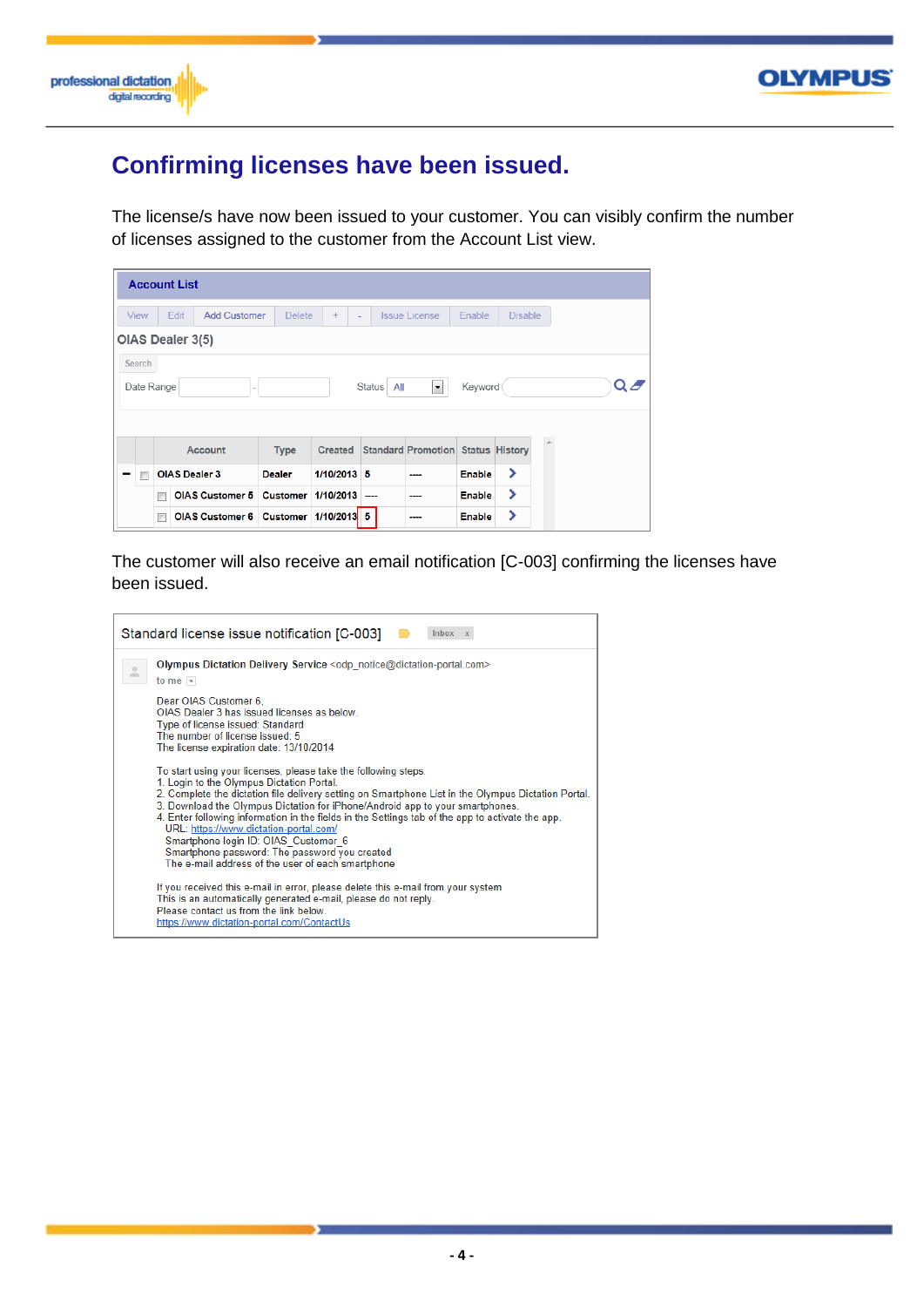# Confirming licenses have been issued.

The license/s have now been issued to your customer. You can visibly confirm the number of licenses assigned to the customer from the Account List view.

**Account List**

View | Edit | Add Customer | Delete | + | - | Issue License | Enable | Disable

OIAS Dealer 3(5)

Search

Date Range [ ] - [ ]   Status [All]   Keyword [ ]

| | | Account | Type | Created | Standard | Promotion | Status | History |
|---|---|---|---|---|---|---|---|---|
| − | ☐ | OIAS Dealer 3 | Dealer | 1/10/2013 | 5 | ---- | Enable | > |
| | ☐ | OIAS Customer 5 | Customer | 1/10/2013 | ---- | ---- | Enable | > |
| | ☐ | OIAS Customer 6 | Customer | 1/10/2013 | 5 | ---- | Enable | > |

The customer will also receive an email notification [C-003] confirming the licenses have been issued.

**Standard license issue notification [C-003]** Inbox x

**Olympus Dictation Delivery Service** <odp_notice@dictation-portal.com>
to me

Dear OIAS Customer 6,
OIAS Dealer 3 has issued licenses as below.
Type of license issued: Standard
The number of license issued: 5
The license expiration date: 13/10/2014

To start using your licenses, please take the following steps.
1. Login to the Olympus Dictation Portal.
2. Complete the dictation file delivery setting on Smartphone List in the Olympus Dictation Portal.
3. Download the Olympus Dictation for iPhone/Android app to your smartphones.
4. Enter following information in the fields in the Settings tab of the app to activate the app.
   URL: https://www.dictation-portal.com/
   Smartphone login ID: OIAS_Customer_6
   Smartphone password: The password you created
   The e-mail address of the user of each smartphone

If you received this e-mail in error, please delete this e-mail from your system
This is an automatically generated e-mail, please do not reply.
Please contact us from the link below.
https://www.dictation-portal.com/ContactUs